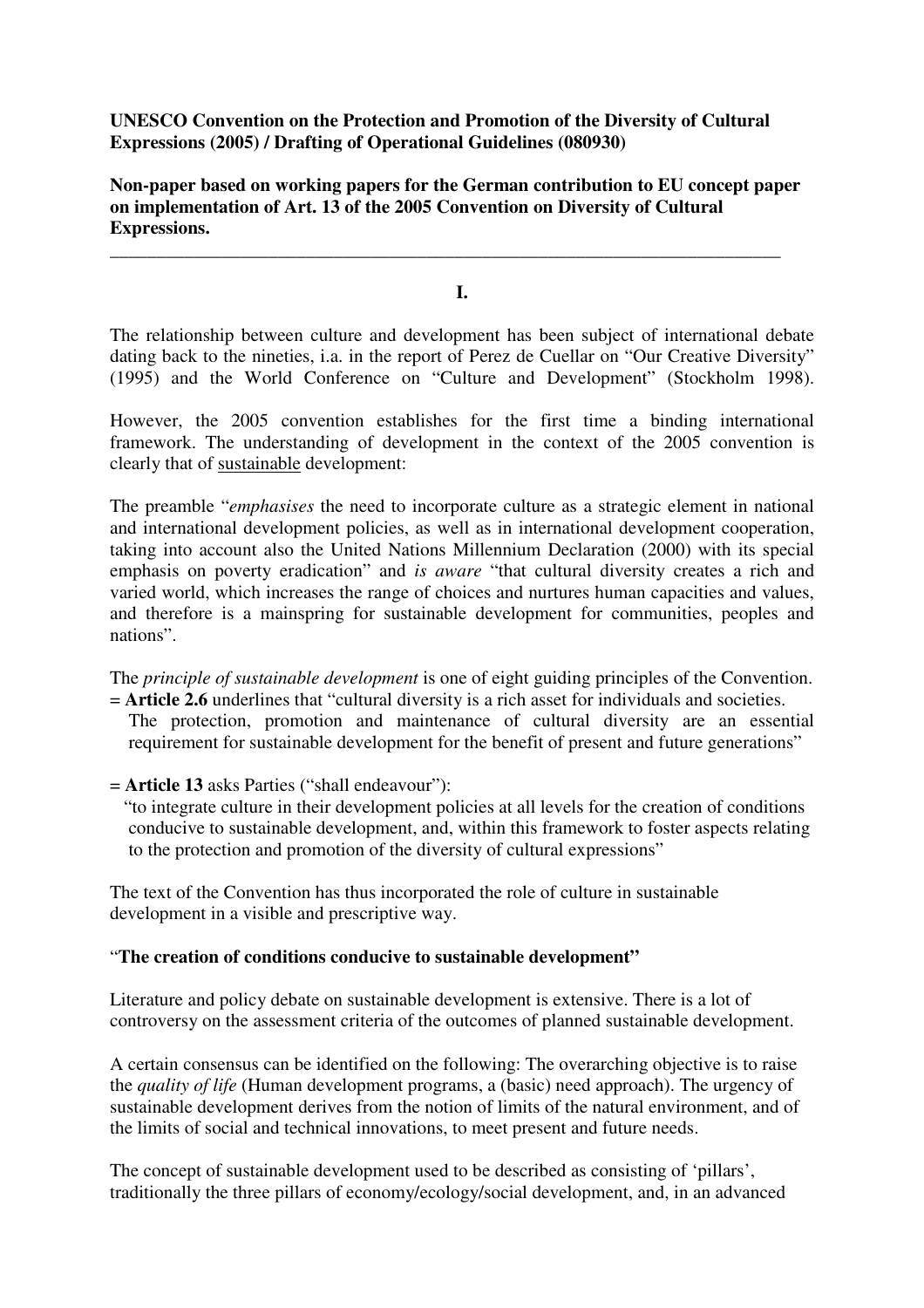**UNESCO Convention on the Protection and Promotion of the Diversity of Cultural Expressions (2005) / Drafting of Operational Guidelines (080930)**

**Non-paper based on working papers for the German contribution to EU concept paper on implementation of Art. 13 of the 2005 Convention on Diversity of Cultural Expressions.**

---

**I.**

The relationship between culture and development has been subject of international debate dating back to the nineties, i.a. in the report of Perez de Cuellar on "Our Creative Diversity" (1995) and the World Conference on "Culture and Development" (Stockholm 1998).

However, the 2005 convention establishes for the first time a binding international framework. The understanding of development in the context of the 2005 convention is clearly that of sustainable development:

The preamble "*emphasises* the need to incorporate culture as a strategic element in national and international development policies, as well as in international development cooperation, taking into account also the United Nations Millennium Declaration (2000) with its special emphasis on poverty eradication" and *is aware* "that cultural diversity creates a rich and varied world, which increases the range of choices and nurtures human capacities and values, and therefore is a mainspring for sustainable development for communities, peoples and nations".

The *principle of sustainable development* is one of eight guiding principles of the Convention.

= **Article 2.6** underlines that "cultural diversity is a rich asset for individuals and societies. The protection, promotion and maintenance of cultural diversity are an essential requirement for sustainable development for the benefit of present and future generations"

= **Article 13** asks Parties ("shall endeavour"):
"to integrate culture in their development policies at all levels for the creation of conditions conducive to sustainable development, and, within this framework to foster aspects relating to the protection and promotion of the diversity of cultural expressions"

The text of the Convention has thus incorporated the role of culture in sustainable development in a visible and prescriptive way.

"**The creation of conditions conducive to sustainable development"**

Literature and policy debate on sustainable development is extensive. There is a lot of controversy on the assessment criteria of the outcomes of planned sustainable development.

A certain consensus can be identified on the following: The overarching objective is to raise the *quality of life* (Human development programs, a (basic) need approach). The urgency of sustainable development derives from the notion of limits of the natural environment, and of the limits of social and technical innovations, to meet present and future needs.

The concept of sustainable development used to be described as consisting of 'pillars', traditionally the three pillars of economy/ecology/social development, and, in an advanced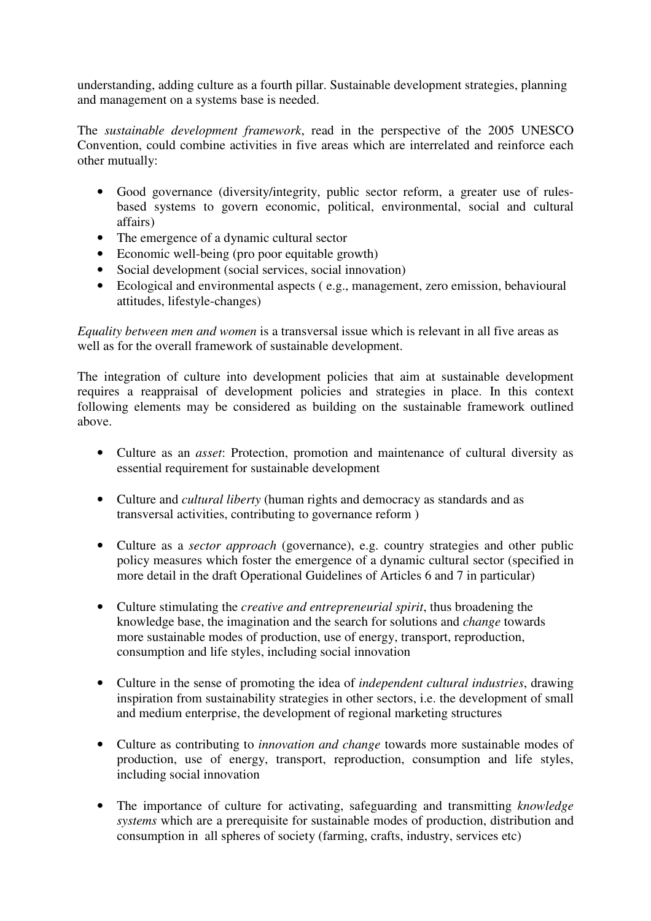understanding, adding culture as a fourth pillar. Sustainable development strategies, planning and management on a systems base is needed.

The *sustainable development framework*, read in the perspective of the 2005 UNESCO Convention, could combine activities in five areas which are interrelated and reinforce each other mutually:

- Good governance (diversity/integrity, public sector reform, a greater use of rules-based systems to govern economic, political, environmental, social and cultural affairs)
- The emergence of a dynamic cultural sector
- Economic well-being (pro poor equitable growth)
- Social development (social services, social innovation)
- Ecological and environmental aspects ( e.g., management, zero emission, behavioural attitudes, lifestyle-changes)

*Equality between men and women* is a transversal issue which is relevant in all five areas as well as for the overall framework of sustainable development.

The integration of culture into development policies that aim at sustainable development requires a reappraisal of development policies and strategies in place. In this context following elements may be considered as building on the sustainable framework outlined above.

- Culture as an *asset*: Protection, promotion and maintenance of cultural diversity as essential requirement for sustainable development

- Culture and *cultural liberty* (human rights and democracy as standards and as transversal activities, contributing to governance reform )

- Culture as a *sector approach* (governance), e.g. country strategies and other public policy measures which foster the emergence of a dynamic cultural sector (specified in more detail in the draft Operational Guidelines of Articles 6 and 7 in particular)

- Culture stimulating the *creative and entrepreneurial spirit*, thus broadening the knowledge base, the imagination and the search for solutions and *change* towards more sustainable modes of production, use of energy, transport, reproduction, consumption and life styles, including social innovation

- Culture in the sense of promoting the idea of *independent cultural industries*, drawing inspiration from sustainability strategies in other sectors, i.e. the development of small and medium enterprise, the development of regional marketing structures

- Culture as contributing to *innovation and change* towards more sustainable modes of production, use of energy, transport, reproduction, consumption and life styles, including social innovation

- The importance of culture for activating, safeguarding and transmitting *knowledge systems* which are a prerequisite for sustainable modes of production, distribution and consumption in all spheres of society (farming, crafts, industry, services etc)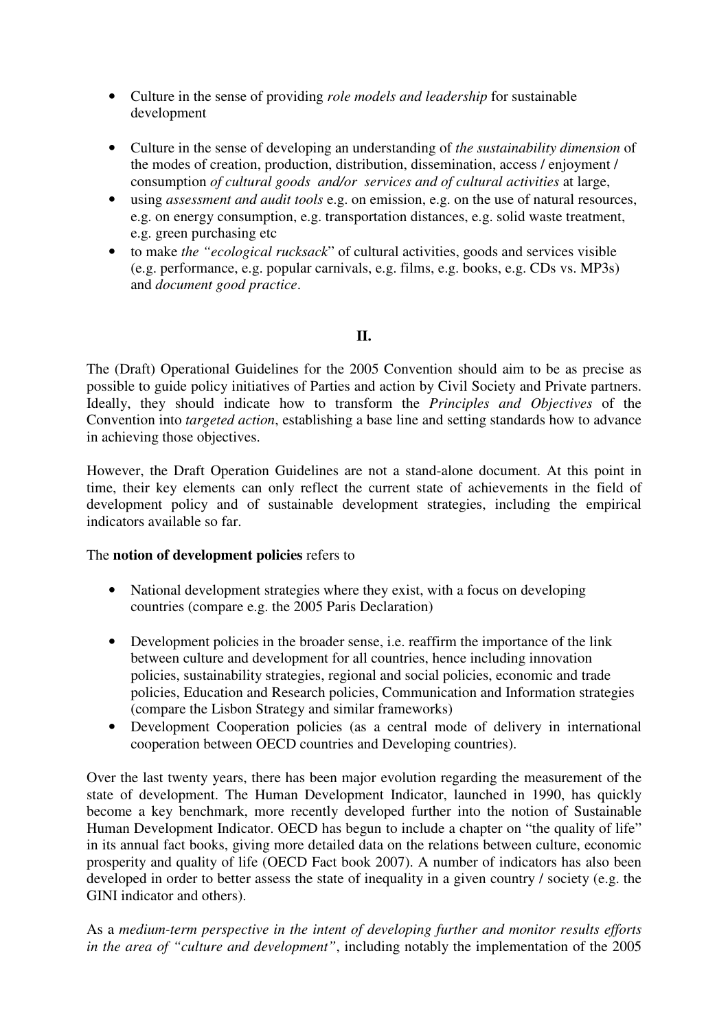- Culture in the sense of providing *role models and leadership* for sustainable development

- Culture in the sense of developing an understanding of *the sustainability dimension* of the modes of creation, production, distribution, dissemination, access / enjoyment / consumption *of cultural goods and/or services and of cultural activities* at large,
- using *assessment and audit tools* e.g. on emission, e.g. on the use of natural resources, e.g. on energy consumption, e.g. transportation distances, e.g. solid waste treatment, e.g. green purchasing etc
- to make *the "ecological rucksack*" of cultural activities, goods and services visible (e.g. performance, e.g. popular carnivals, e.g. films, e.g. books, e.g. CDs vs. MP3s) and *document good practice*.

## II.

The (Draft) Operational Guidelines for the 2005 Convention should aim to be as precise as possible to guide policy initiatives of Parties and action by Civil Society and Private partners. Ideally, they should indicate how to transform the *Principles and Objectives* of the Convention into *targeted action*, establishing a base line and setting standards how to advance in achieving those objectives.

However, the Draft Operation Guidelines are not a stand-alone document. At this point in time, their key elements can only reflect the current state of achievements in the field of development policy and of sustainable development strategies, including the empirical indicators available so far.

The **notion of development policies** refers to

- National development strategies where they exist, with a focus on developing countries (compare e.g. the 2005 Paris Declaration)

- Development policies in the broader sense, i.e. reaffirm the importance of the link between culture and development for all countries, hence including innovation policies, sustainability strategies, regional and social policies, economic and trade policies, Education and Research policies, Communication and Information strategies (compare the Lisbon Strategy and similar frameworks)
- Development Cooperation policies (as a central mode of delivery in international cooperation between OECD countries and Developing countries).

Over the last twenty years, there has been major evolution regarding the measurement of the state of development. The Human Development Indicator, launched in 1990, has quickly become a key benchmark, more recently developed further into the notion of Sustainable Human Development Indicator. OECD has begun to include a chapter on "the quality of life" in its annual fact books, giving more detailed data on the relations between culture, economic prosperity and quality of life (OECD Fact book 2007). A number of indicators has also been developed in order to better assess the state of inequality in a given country / society (e.g. the GINI indicator and others).

As a *medium-term perspective in the intent of developing further and monitor results efforts in the area of "culture and development"*, including notably the implementation of the 2005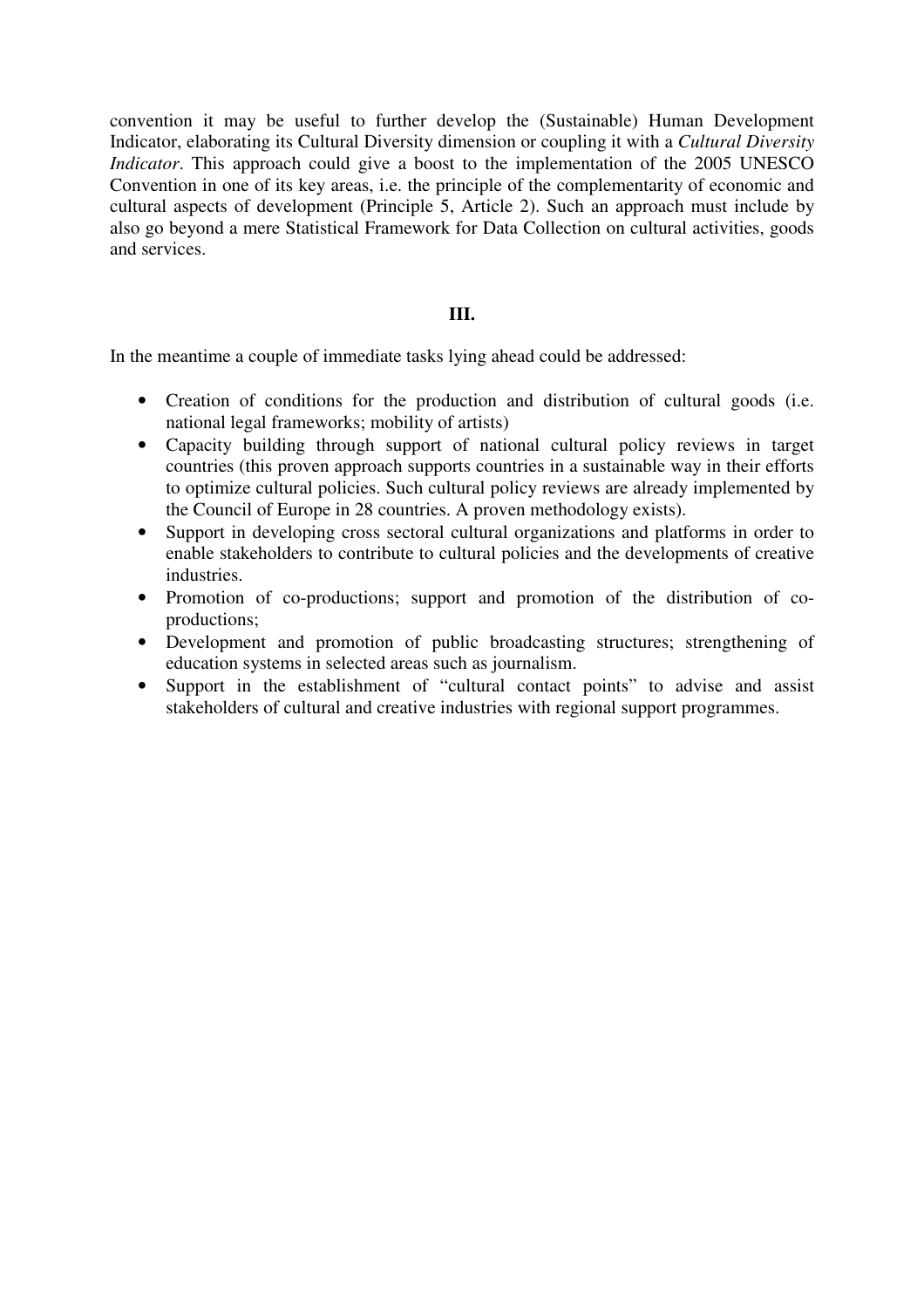convention it may be useful to further develop the (Sustainable) Human Development Indicator, elaborating its Cultural Diversity dimension or coupling it with a *Cultural Diversity Indicator*. This approach could give a boost to the implementation of the 2005 UNESCO Convention in one of its key areas, i.e. the principle of the complementarity of economic and cultural aspects of development (Principle 5, Article 2). Such an approach must include by also go beyond a mere Statistical Framework for Data Collection on cultural activities, goods and services.

## III.

In the meantime a couple of immediate tasks lying ahead could be addressed:

- Creation of conditions for the production and distribution of cultural goods (i.e. national legal frameworks; mobility of artists)
- Capacity building through support of national cultural policy reviews in target countries (this proven approach supports countries in a sustainable way in their efforts to optimize cultural policies. Such cultural policy reviews are already implemented by the Council of Europe in 28 countries. A proven methodology exists).
- Support in developing cross sectoral cultural organizations and platforms in order to enable stakeholders to contribute to cultural policies and the developments of creative industries.
- Promotion of co-productions; support and promotion of the distribution of co-productions;
- Development and promotion of public broadcasting structures; strengthening of education systems in selected areas such as journalism.
- Support in the establishment of "cultural contact points" to advise and assist stakeholders of cultural and creative industries with regional support programmes.